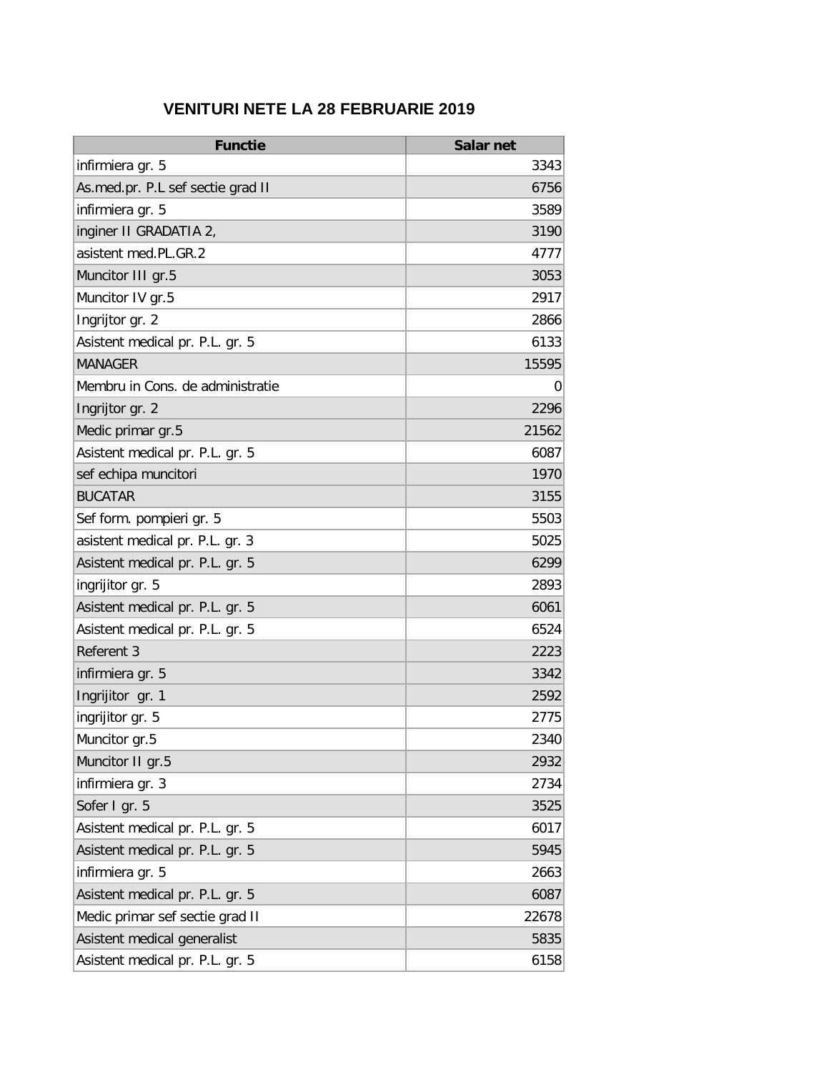## VENITURI NETE LA 28 FEBRUARIE 2019

| Functie | Salar net |
|---|---|
| infirmiera gr. 5 | 3343 |
| As.med.pr. P.L sef sectie grad II | 6756 |
| infirmiera gr. 5 | 3589 |
| inginer II GRADATIA 2, | 3190 |
| asistent med.PL.GR.2 | 4777 |
| Muncitor III gr.5 | 3053 |
| Muncitor IV gr.5 | 2917 |
| Ingrijtor gr. 2 | 2866 |
| Asistent medical pr. P.L. gr. 5 | 6133 |
| MANAGER | 15595 |
| Membru in Cons. de administratie | 0 |
| Ingrijtor gr. 2 | 2296 |
| Medic primar gr.5 | 21562 |
| Asistent medical pr. P.L. gr. 5 | 6087 |
| sef echipa muncitori | 1970 |
| BUCATAR | 3155 |
| Sef form. pompieri gr. 5 | 5503 |
| asistent medical pr. P.L. gr. 3 | 5025 |
| Asistent medical pr. P.L. gr. 5 | 6299 |
| ingrijitor gr. 5 | 2893 |
| Asistent medical pr. P.L. gr. 5 | 6061 |
| Asistent medical pr. P.L. gr. 5 | 6524 |
| Referent 3 | 2223 |
| infirmiera gr. 5 | 3342 |
| Ingrijitor gr. 1 | 2592 |
| ingrijitor gr. 5 | 2775 |
| Muncitor gr.5 | 2340 |
| Muncitor II gr.5 | 2932 |
| infirmiera gr. 3 | 2734 |
| Sofer I gr. 5 | 3525 |
| Asistent medical pr. P.L. gr. 5 | 6017 |
| Asistent medical pr. P.L. gr. 5 | 5945 |
| infirmiera gr. 5 | 2663 |
| Asistent medical pr. P.L. gr. 5 | 6087 |
| Medic primar sef sectie grad II | 22678 |
| Asistent medical generalist | 5835 |
| Asistent medical pr. P.L. gr. 5 | 6158 |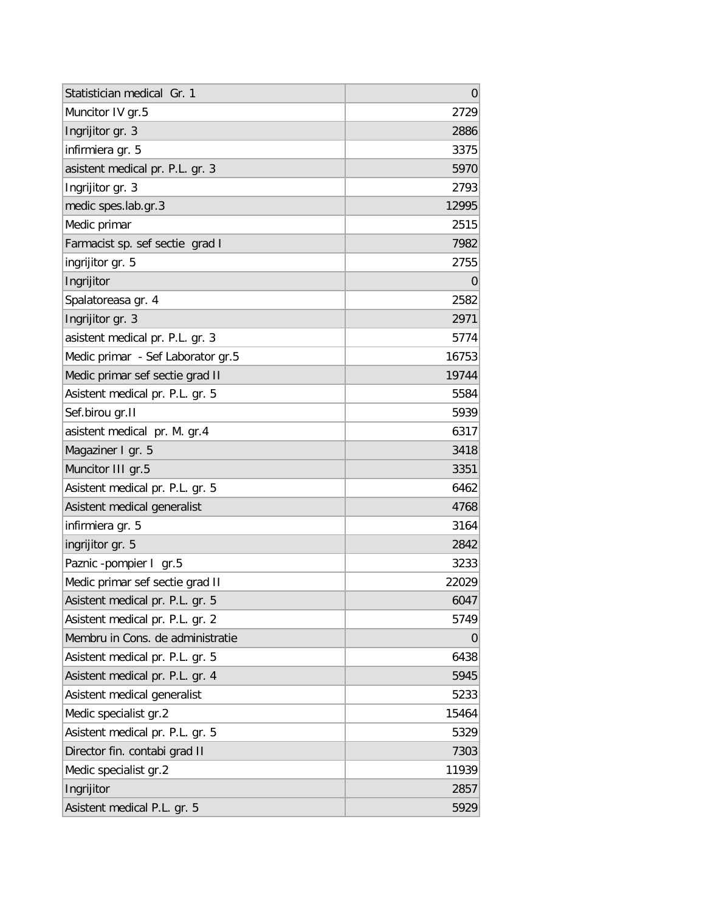| | |
|---|---|
| Statistician medical  Gr. 1 | 0 |
| Muncitor IV gr.5 | 2729 |
| Ingrijitor gr. 3 | 2886 |
| infirmiera gr. 5 | 3375 |
| asistent medical pr. P.L. gr. 3 | 5970 |
| Ingrijitor gr. 3 | 2793 |
| medic spes.lab.gr.3 | 12995 |
| Medic primar | 2515 |
| Farmacist sp. sef sectie  grad I | 7982 |
| ingrijitor gr. 5 | 2755 |
| Ingrijitor | 0 |
| Spalatoreasa gr. 4 | 2582 |
| Ingrijitor gr. 3 | 2971 |
| asistent medical pr. P.L. gr. 3 | 5774 |
| Medic primar  - Sef Laborator gr.5 | 16753 |
| Medic primar sef sectie grad II | 19744 |
| Asistent medical pr. P.L. gr. 5 | 5584 |
| Sef.birou gr.II | 5939 |
| asistent medical  pr. M. gr.4 | 6317 |
| Magaziner I gr. 5 | 3418 |
| Muncitor III gr.5 | 3351 |
| Asistent medical pr. P.L. gr. 5 | 6462 |
| Asistent medical generalist | 4768 |
| infirmiera gr. 5 | 3164 |
| ingrijitor gr. 5 | 2842 |
| Paznic -pompier I  gr.5 | 3233 |
| Medic primar sef sectie grad II | 22029 |
| Asistent medical pr. P.L. gr. 5 | 6047 |
| Asistent medical pr. P.L. gr. 2 | 5749 |
| Membru in Cons. de administratie | 0 |
| Asistent medical pr. P.L. gr. 5 | 6438 |
| Asistent medical pr. P.L. gr. 4 | 5945 |
| Asistent medical generalist | 5233 |
| Medic specialist gr.2 | 15464 |
| Asistent medical pr. P.L. gr. 5 | 5329 |
| Director fin. contabi grad II | 7303 |
| Medic specialist gr.2 | 11939 |
| Ingrijitor | 2857 |
| Asistent medical P.L. gr. 5 | 5929 |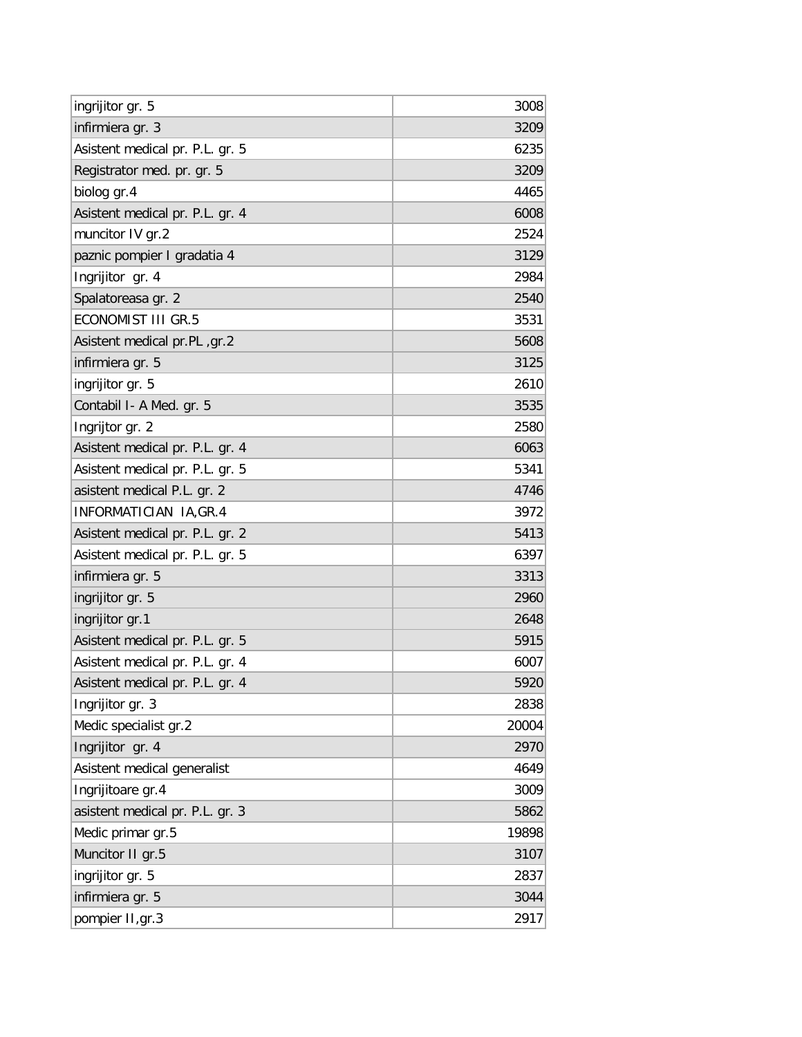| ingrijitor gr. 5 | 3008 |
|---|---|
| infirmiera gr. 3 | 3209 |
| Asistent medical pr. P.L. gr. 5 | 6235 |
| Registrator med. pr. gr. 5 | 3209 |
| biolog gr.4 | 4465 |
| Asistent medical pr. P.L. gr. 4 | 6008 |
| muncitor IV gr.2 | 2524 |
| paznic pompier I gradatia 4 | 3129 |
| Ingrijitor  gr. 4 | 2984 |
| Spalatoreasa gr. 2 | 2540 |
| ECONOMIST III GR.5 | 3531 |
| Asistent medical pr.PL ,gr.2 | 5608 |
| infirmiera gr. 5 | 3125 |
| ingrijitor gr. 5 | 2610 |
| Contabil I- A Med. gr. 5 | 3535 |
| Ingrijtor gr. 2 | 2580 |
| Asistent medical pr. P.L. gr. 4 | 6063 |
| Asistent medical pr. P.L. gr. 5 | 5341 |
| asistent medical P.L. gr. 2 | 4746 |
| INFORMATICIAN  IA,GR.4 | 3972 |
| Asistent medical pr. P.L. gr. 2 | 5413 |
| Asistent medical pr. P.L. gr. 5 | 6397 |
| infirmiera gr. 5 | 3313 |
| ingrijitor gr. 5 | 2960 |
| ingrijitor gr.1 | 2648 |
| Asistent medical pr. P.L. gr. 5 | 5915 |
| Asistent medical pr. P.L. gr. 4 | 6007 |
| Asistent medical pr. P.L. gr. 4 | 5920 |
| Ingrijitor gr. 3 | 2838 |
| Medic specialist gr.2 | 20004 |
| Ingrijitor  gr. 4 | 2970 |
| Asistent medical generalist | 4649 |
| Ingrijitoare gr.4 | 3009 |
| asistent medical pr. P.L. gr. 3 | 5862 |
| Medic primar gr.5 | 19898 |
| Muncitor II gr.5 | 3107 |
| ingrijitor gr. 5 | 2837 |
| infirmiera gr. 5 | 3044 |
| pompier II,gr.3 | 2917 |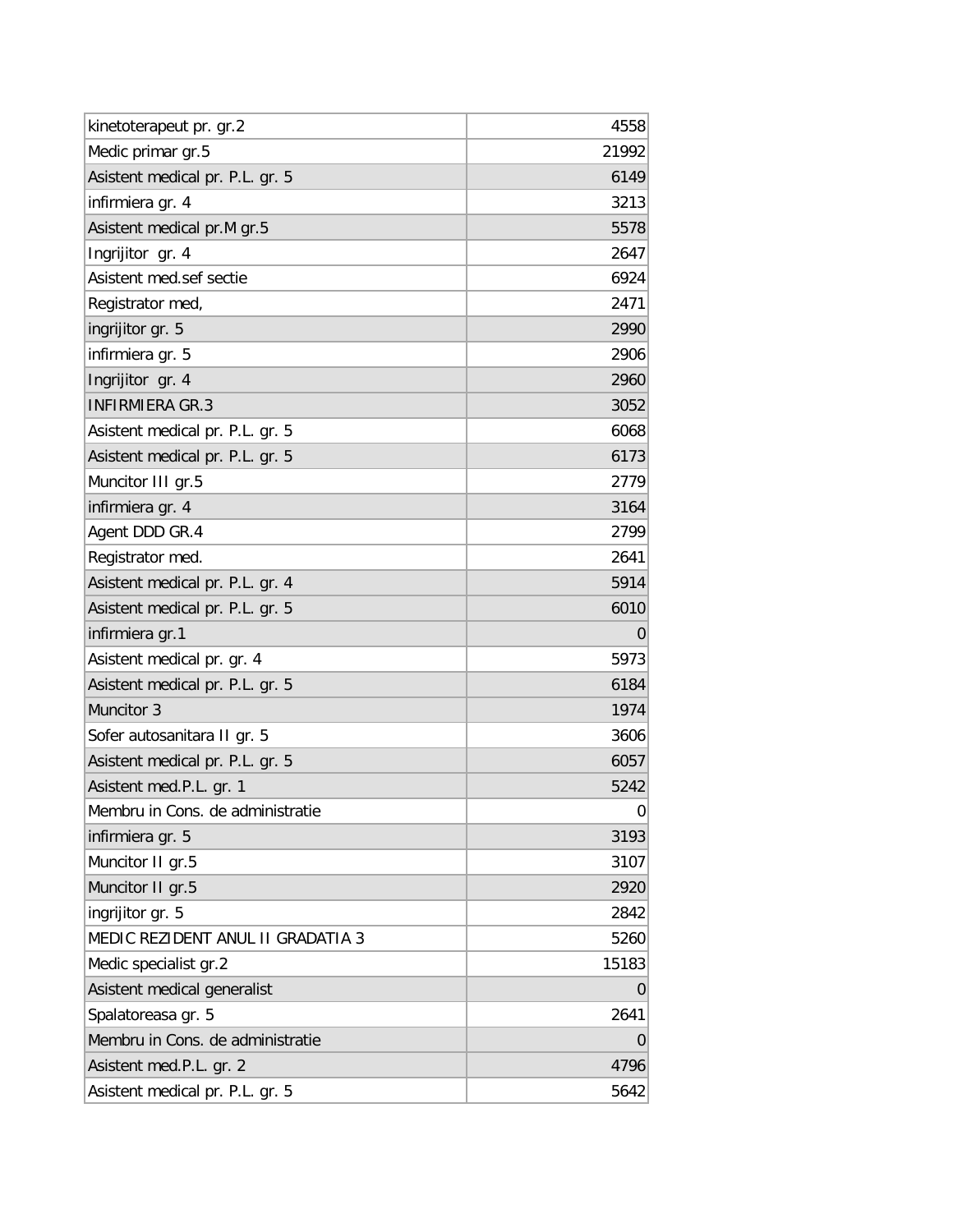| | |
|---|---|
| kinetoterapeut pr. gr.2 | 4558 |
| Medic primar gr.5 | 21992 |
| Asistent medical pr. P.L. gr. 5 | 6149 |
| infirmiera gr. 4 | 3213 |
| Asistent medical pr.M gr.5 | 5578 |
| Ingrijitor gr. 4 | 2647 |
| Asistent med.sef sectie | 6924 |
| Registrator med, | 2471 |
| ingrijitor gr. 5 | 2990 |
| infirmiera gr. 5 | 2906 |
| Ingrijitor gr. 4 | 2960 |
| INFIRMIERA GR.3 | 3052 |
| Asistent medical pr. P.L. gr. 5 | 6068 |
| Asistent medical pr. P.L. gr. 5 | 6173 |
| Muncitor III gr.5 | 2779 |
| infirmiera gr. 4 | 3164 |
| Agent DDD GR.4 | 2799 |
| Registrator med. | 2641 |
| Asistent medical pr. P.L. gr. 4 | 5914 |
| Asistent medical pr. P.L. gr. 5 | 6010 |
| infirmiera gr.1 | 0 |
| Asistent medical pr. gr. 4 | 5973 |
| Asistent medical pr. P.L. gr. 5 | 6184 |
| Muncitor 3 | 1974 |
| Sofer autosanitara II gr. 5 | 3606 |
| Asistent medical pr. P.L. gr. 5 | 6057 |
| Asistent med.P.L. gr. 1 | 5242 |
| Membru in Cons. de administratie | 0 |
| infirmiera gr. 5 | 3193 |
| Muncitor II gr.5 | 3107 |
| Muncitor II gr.5 | 2920 |
| ingrijitor gr. 5 | 2842 |
| MEDIC REZIDENT ANUL II GRADATIA 3 | 5260 |
| Medic specialist gr.2 | 15183 |
| Asistent medical generalist | 0 |
| Spalatoreasa gr. 5 | 2641 |
| Membru in Cons. de administratie | 0 |
| Asistent med.P.L. gr. 2 | 4796 |
| Asistent medical pr. P.L. gr. 5 | 5642 |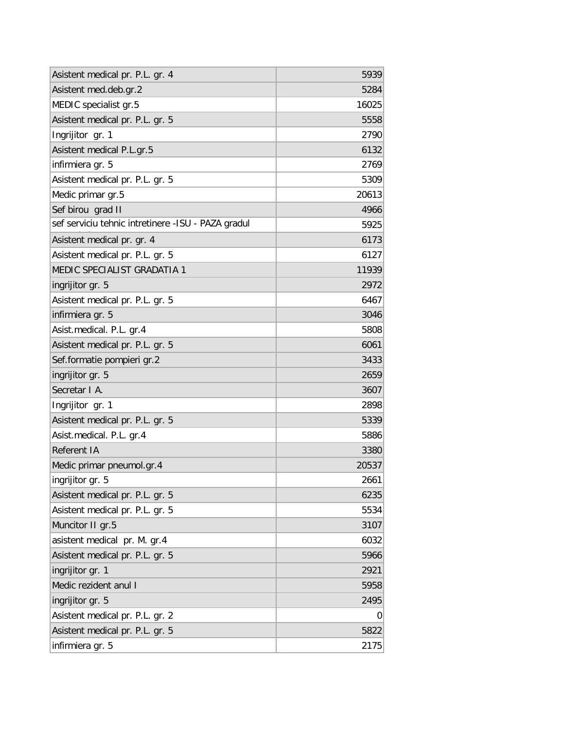| | |
|---|---|
| Asistent medical pr. P.L. gr. 4 | 5939 |
| Asistent med.deb.gr.2 | 5284 |
| MEDIC specialist gr.5 | 16025 |
| Asistent medical pr. P.L. gr. 5 | 5558 |
| Ingrijitor gr. 1 | 2790 |
| Asistent medical P.L.gr.5 | 6132 |
| infirmiera gr. 5 | 2769 |
| Asistent medical pr. P.L. gr. 5 | 5309 |
| Medic primar gr.5 | 20613 |
| Sef birou grad II | 4966 |
| sef serviciu tehnic intretinere -ISU - PAZA gradul | 5925 |
| Asistent medical pr. gr. 4 | 6173 |
| Asistent medical pr. P.L. gr. 5 | 6127 |
| MEDIC SPECIALIST GRADATIA 1 | 11939 |
| ingrijitor gr. 5 | 2972 |
| Asistent medical pr. P.L. gr. 5 | 6467 |
| infirmiera gr. 5 | 3046 |
| Asist.medical. P.L. gr.4 | 5808 |
| Asistent medical pr. P.L. gr. 5 | 6061 |
| Sef.formatie pompieri gr.2 | 3433 |
| ingrijitor gr. 5 | 2659 |
| Secretar I A. | 3607 |
| Ingrijitor gr. 1 | 2898 |
| Asistent medical pr. P.L. gr. 5 | 5339 |
| Asist.medical. P.L. gr.4 | 5886 |
| Referent IA | 3380 |
| Medic primar pneumol.gr.4 | 20537 |
| ingrijitor gr. 5 | 2661 |
| Asistent medical pr. P.L. gr. 5 | 6235 |
| Asistent medical pr. P.L. gr. 5 | 5534 |
| Muncitor II gr.5 | 3107 |
| asistent medical pr. M. gr.4 | 6032 |
| Asistent medical pr. P.L. gr. 5 | 5966 |
| ingrijitor gr. 1 | 2921 |
| Medic rezident anul I | 5958 |
| ingrijitor gr. 5 | 2495 |
| Asistent medical pr. P.L. gr. 2 | 0 |
| Asistent medical pr. P.L. gr. 5 | 5822 |
| infirmiera gr. 5 | 2175 |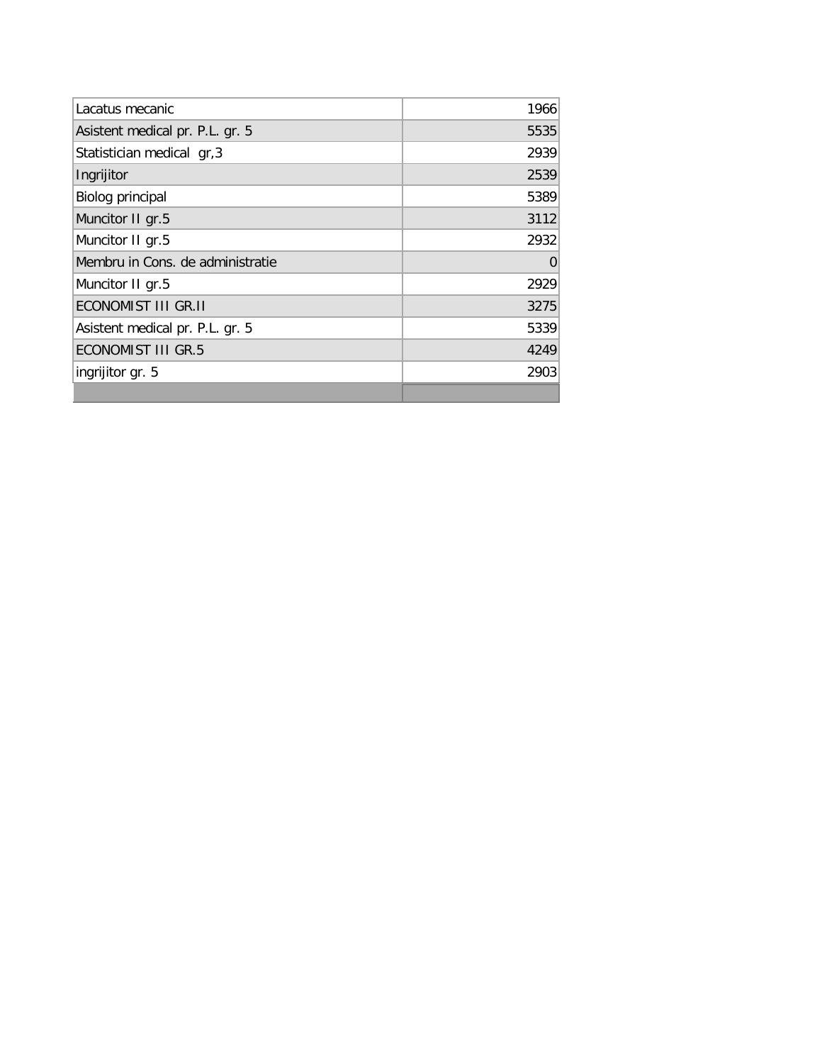| | |
|---|---|
| Lacatus mecanic | 1966 |
| Asistent medical pr. P.L. gr. 5 | 5535 |
| Statistician medical gr,3 | 2939 |
| Ingrijitor | 2539 |
| Biolog principal | 5389 |
| Muncitor II gr.5 | 3112 |
| Muncitor II gr.5 | 2932 |
| Membru in Cons. de administratie | 0 |
| Muncitor II gr.5 | 2929 |
| ECONOMIST III GR.II | 3275 |
| Asistent medical pr. P.L. gr. 5 | 5339 |
| ECONOMIST III GR.5 | 4249 |
| ingrijitor gr. 5 | 2903 |
| | |